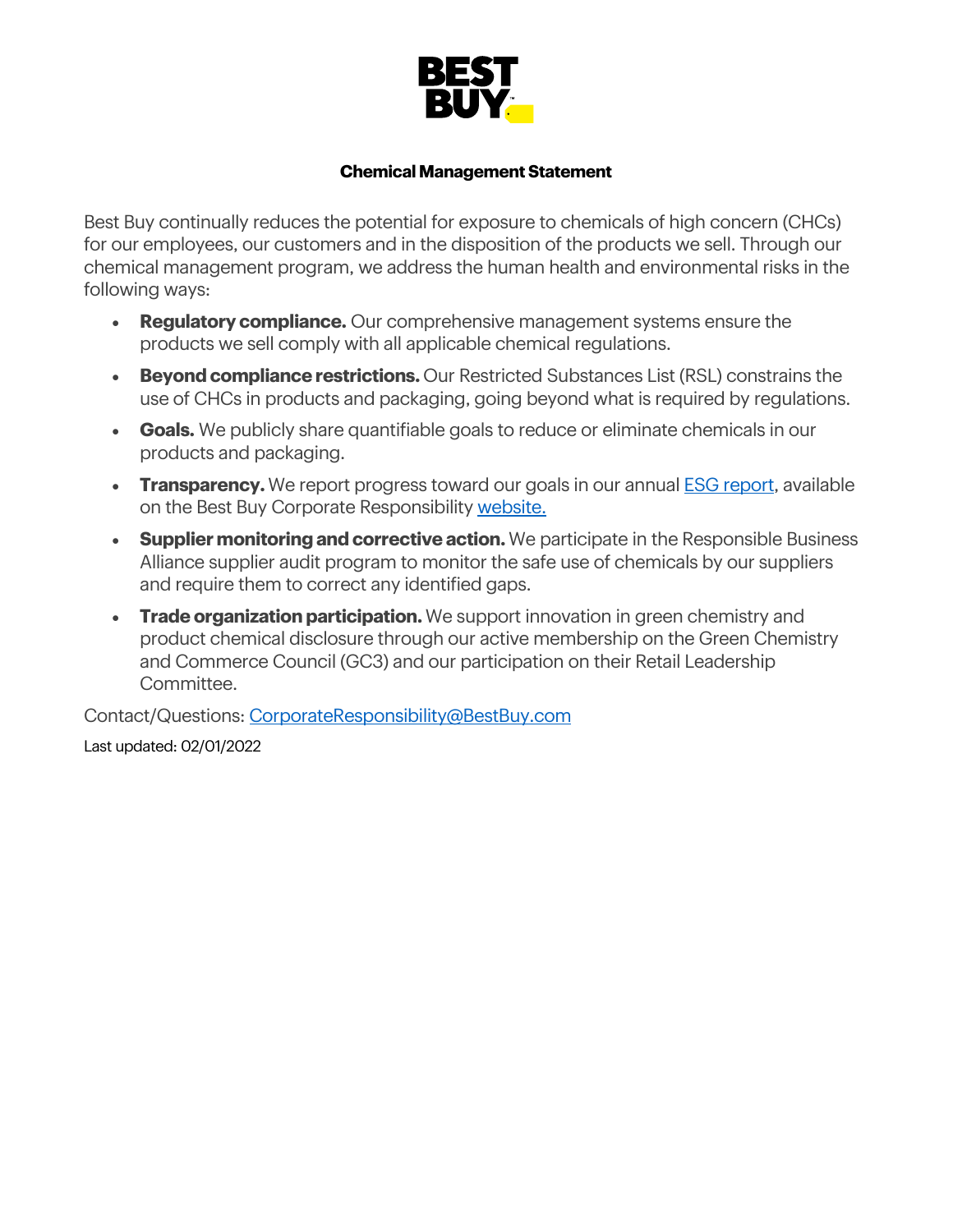BEST BUY

# Chemical Management Statement

Best Buy continually reduces the potential for exposure to chemicals of high concern (CHCs) for our employees, our customers and in the disposition of the products we sell. Through our chemical management program, we address the human health and environmental risks in the following ways:

- **Regulatory compliance.** Our comprehensive management systems ensure the products we sell comply with all applicable chemical regulations.
- **Beyond compliance restrictions.** Our Restricted Substances List (RSL) constrains the use of CHCs in products and packaging, going beyond what is required by regulations.
- **Goals.** We publicly share quantifiable goals to reduce or eliminate chemicals in our products and packaging.
- **Transparency.** We report progress toward our goals in our annual ESG report, available on the Best Buy Corporate Responsibility website.
- **Supplier monitoring and corrective action.** We participate in the Responsible Business Alliance supplier audit program to monitor the safe use of chemicals by our suppliers and require them to correct any identified gaps.
- **Trade organization participation.** We support innovation in green chemistry and product chemical disclosure through our active membership on the Green Chemistry and Commerce Council (GC3) and our participation on their Retail Leadership Committee.

Contact/Questions: CorporateResponsibility@BestBuy.com

Last updated: 02/01/2022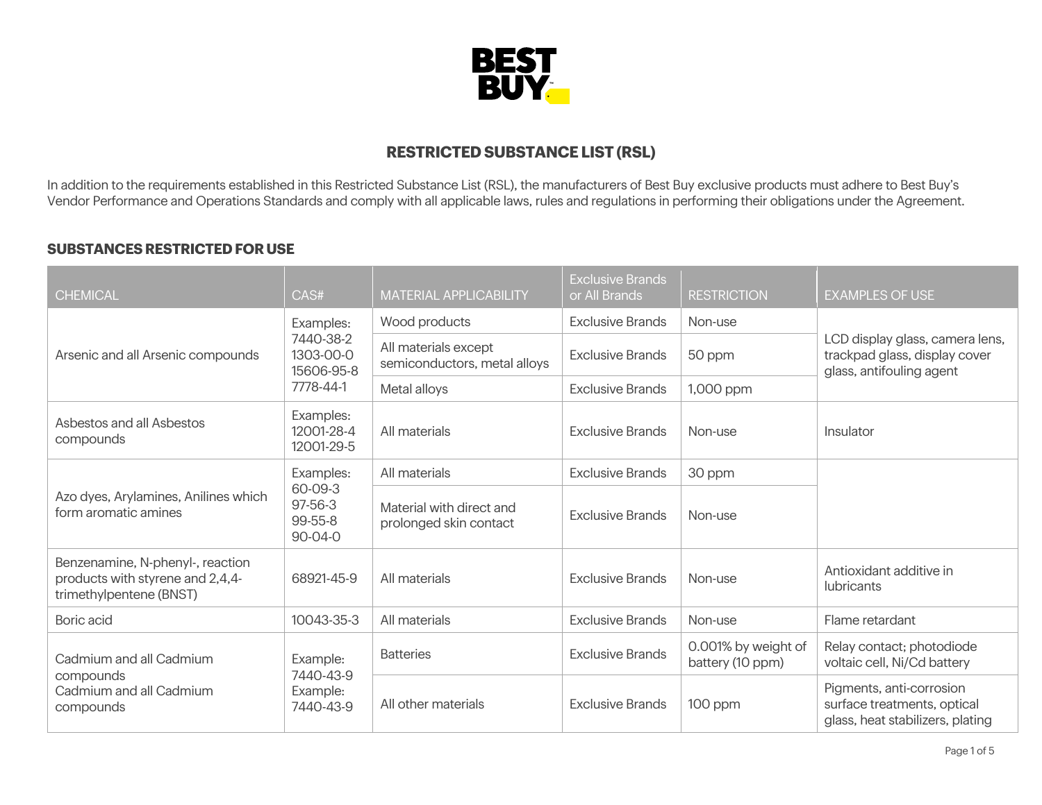## RESTRICTED SUBSTANCE LIST (RSL)

In addition to the requirements established in this Restricted Substance List (RSL), the manufacturers of Best Buy exclusive products must adhere to Best Buy's Vendor Performance and Operations Standards and comply with all applicable laws, rules and regulations in performing their obligations under the Agreement.

### SUBSTANCES RESTRICTED FOR USE

| CHEMICAL | CAS# | MATERIAL APPLICABILITY | Exclusive Brands or All Brands | RESTRICTION | EXAMPLES OF USE |
|---|---|---|---|---|---|
| Arsenic and all Arsenic compounds | Examples: 7440-38-2 1303-00-0 15606-95-8 7778-44-1 | Wood products | Exclusive Brands | Non-use | LCD display glass, camera lens, trackpad glass, display cover glass, antifouling agent |
| | | All materials except semiconductors, metal alloys | Exclusive Brands | 50 ppm | |
| | | Metal alloys | Exclusive Brands | 1,000 ppm | |
| Asbestos and all Asbestos compounds | Examples: 12001-28-4 12001-29-5 | All materials | Exclusive Brands | Non-use | Insulator |
| Azo dyes, Arylamines, Anilines which form aromatic amines | Examples: 60-09-3 97-56-3 99-55-8 90-04-0 | All materials | Exclusive Brands | 30 ppm | |
| | | Material with direct and prolonged skin contact | Exclusive Brands | Non-use | |
| Benzenamine, N-phenyl-, reaction products with styrene and 2,4,4-trimethylpentene (BNST) | 68921-45-9 | All materials | Exclusive Brands | Non-use | Antioxidant additive in lubricants |
| Boric acid | 10043-35-3 | All materials | Exclusive Brands | Non-use | Flame retardant |
| Cadmium and all Cadmium compounds Cadmium and all Cadmium compounds | Example: 7440-43-9 Example: 7440-43-9 | Batteries | Exclusive Brands | 0.001% by weight of battery (10 ppm) | Relay contact; photodiode voltaic cell, Ni/Cd battery |
| | | All other materials | Exclusive Brands | 100 ppm | Pigments, anti-corrosion surface treatments, optical glass, heat stabilizers, plating |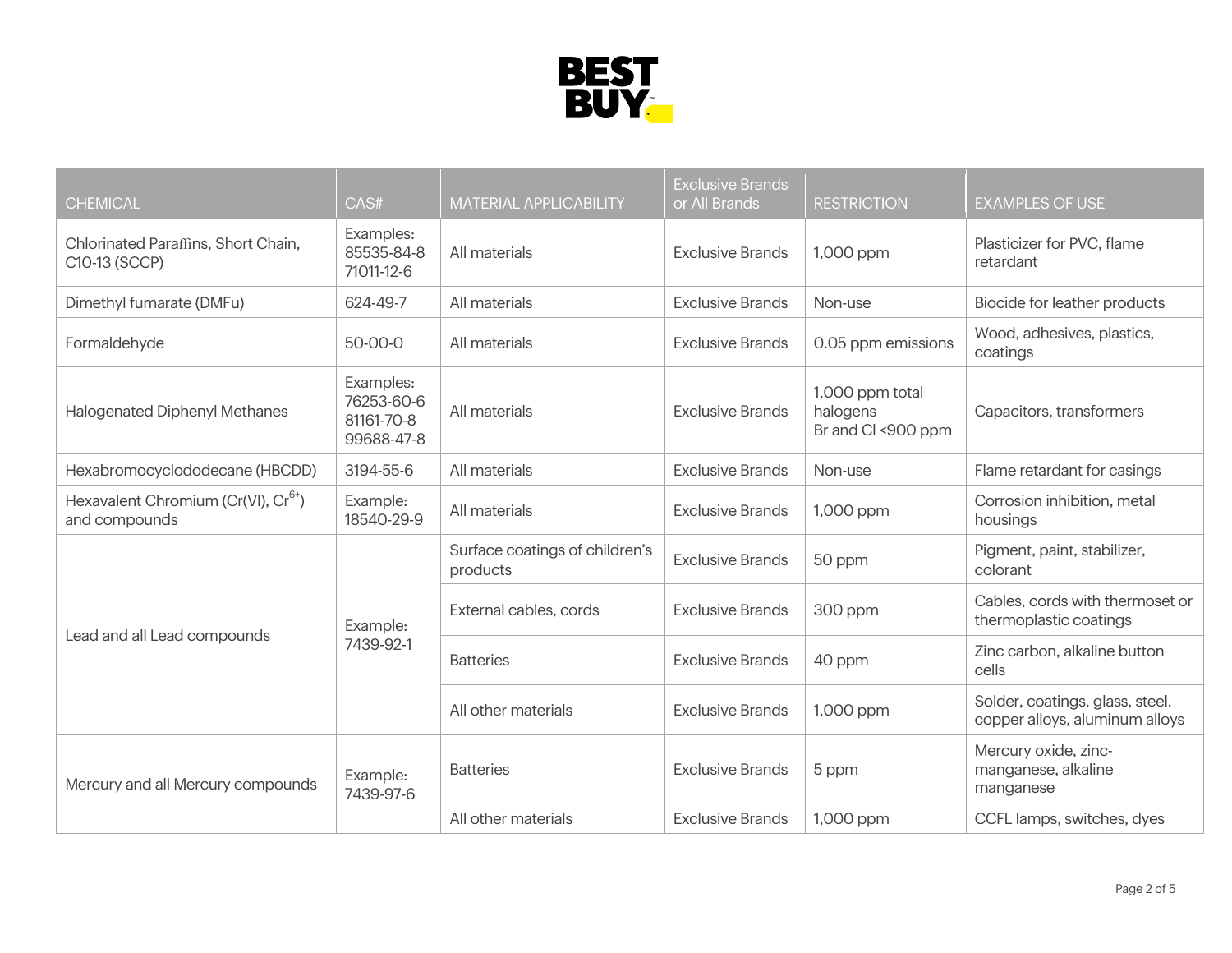| CHEMICAL | CAS# | MATERIAL APPLICABILITY | Exclusive Brands or All Brands | RESTRICTION | EXAMPLES OF USE |
|---|---|---|---|---|---|
| Chlorinated Paraffins, Short Chain, C10-13 (SCCP) | Examples: 85535-84-8 71011-12-6 | All materials | Exclusive Brands | 1,000 ppm | Plasticizer for PVC, flame retardant |
| Dimethyl fumarate (DMFu) | 624-49-7 | All materials | Exclusive Brands | Non-use | Biocide for leather products |
| Formaldehyde | 50-00-0 | All materials | Exclusive Brands | 0.05 ppm emissions | Wood, adhesives, plastics, coatings |
| Halogenated Diphenyl Methanes | Examples: 76253-60-6 81161-70-8 99688-47-8 | All materials | Exclusive Brands | 1,000 ppm total halogens Br and Cl <900 ppm | Capacitors, transformers |
| Hexabromocyclododecane (HBCDD) | 3194-55-6 | All materials | Exclusive Brands | Non-use | Flame retardant for casings |
| Hexavalent Chromium (Cr(VI), $Cr^{6+}$) and compounds | Example: 18540-29-9 | All materials | Exclusive Brands | 1,000 ppm | Corrosion inhibition, metal housings |
| Lead and all Lead compounds | Example: 7439-92-1 | Surface coatings of children's products | Exclusive Brands | 50 ppm | Pigment, paint, stabilizer, colorant |
| | | External cables, cords | Exclusive Brands | 300 ppm | Cables, cords with thermoset or thermoplastic coatings |
| | | Batteries | Exclusive Brands | 40 ppm | Zinc carbon, alkaline button cells |
| | | All other materials | Exclusive Brands | 1,000 ppm | Solder, coatings, glass, steel. copper alloys, aluminum alloys |
| Mercury and all Mercury compounds | Example: 7439-97-6 | Batteries | Exclusive Brands | 5 ppm | Mercury oxide, zinc-manganese, alkaline manganese |
| | | All other materials | Exclusive Brands | 1,000 ppm | CCFL lamps, switches, dyes |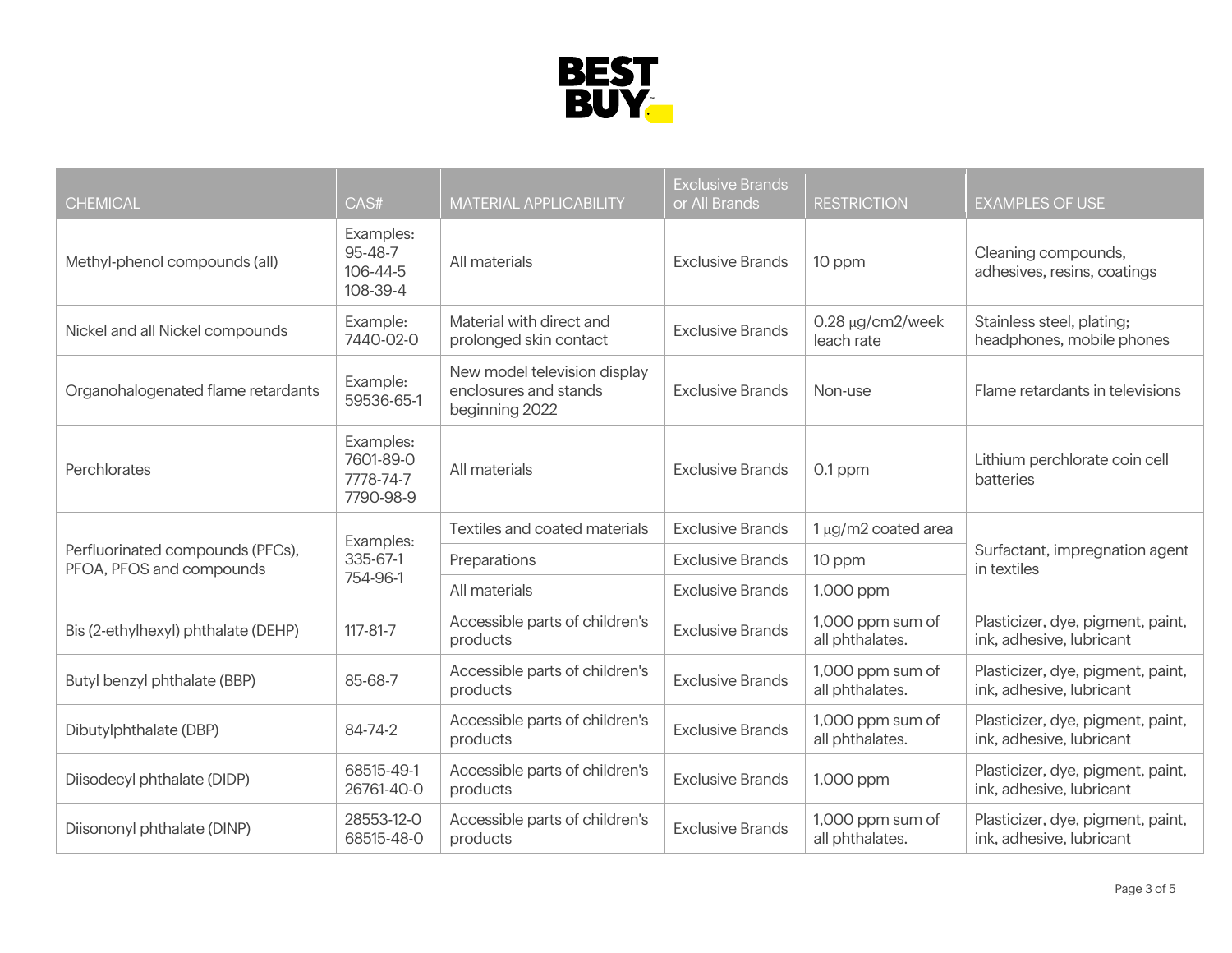| CHEMICAL | CAS# | MATERIAL APPLICABILITY | Exclusive Brands or All Brands | RESTRICTION | EXAMPLES OF USE |
|---|---|---|---|---|---|
| Methyl-phenol compounds (all) | Examples: 95-48-7 106-44-5 108-39-4 | All materials | Exclusive Brands | 10 ppm | Cleaning compounds, adhesives, resins, coatings |
| Nickel and all Nickel compounds | Example: 7440-02-0 | Material with direct and prolonged skin contact | Exclusive Brands | 0.28 μg/cm2/week leach rate | Stainless steel, plating; headphones, mobile phones |
| Organohalogenated flame retardants | Example: 59536-65-1 | New model television display enclosures and stands beginning 2022 | Exclusive Brands | Non-use | Flame retardants in televisions |
| Perchlorates | Examples: 7601-89-0 7778-74-7 7790-98-9 | All materials | Exclusive Brands | 0.1 ppm | Lithium perchlorate coin cell batteries |
| Perfluorinated compounds (PFCs), PFOA, PFOS and compounds | Examples: 335-67-1 754-96-1 | Textiles and coated materials | Exclusive Brands | 1 μg/m2 coated area | Surfactant, impregnation agent in textiles |
| | | Preparations | Exclusive Brands | 10 ppm | |
| | | All materials | Exclusive Brands | 1,000 ppm | |
| Bis (2-ethylhexyl) phthalate (DEHP) | 117-81-7 | Accessible parts of children's products | Exclusive Brands | 1,000 ppm sum of all phthalates. | Plasticizer, dye, pigment, paint, ink, adhesive, lubricant |
| Butyl benzyl phthalate (BBP) | 85-68-7 | Accessible parts of children's products | Exclusive Brands | 1,000 ppm sum of all phthalates. | Plasticizer, dye, pigment, paint, ink, adhesive, lubricant |
| Dibutylphthalate (DBP) | 84-74-2 | Accessible parts of children's products | Exclusive Brands | 1,000 ppm sum of all phthalates. | Plasticizer, dye, pigment, paint, ink, adhesive, lubricant |
| Diisodecyl phthalate (DIDP) | 68515-49-1 26761-40-0 | Accessible parts of children's products | Exclusive Brands | 1,000 ppm | Plasticizer, dye, pigment, paint, ink, adhesive, lubricant |
| Diisononyl phthalate (DINP) | 28553-12-0 68515-48-0 | Accessible parts of children's products | Exclusive Brands | 1,000 ppm sum of all phthalates. | Plasticizer, dye, pigment, paint, ink, adhesive, lubricant |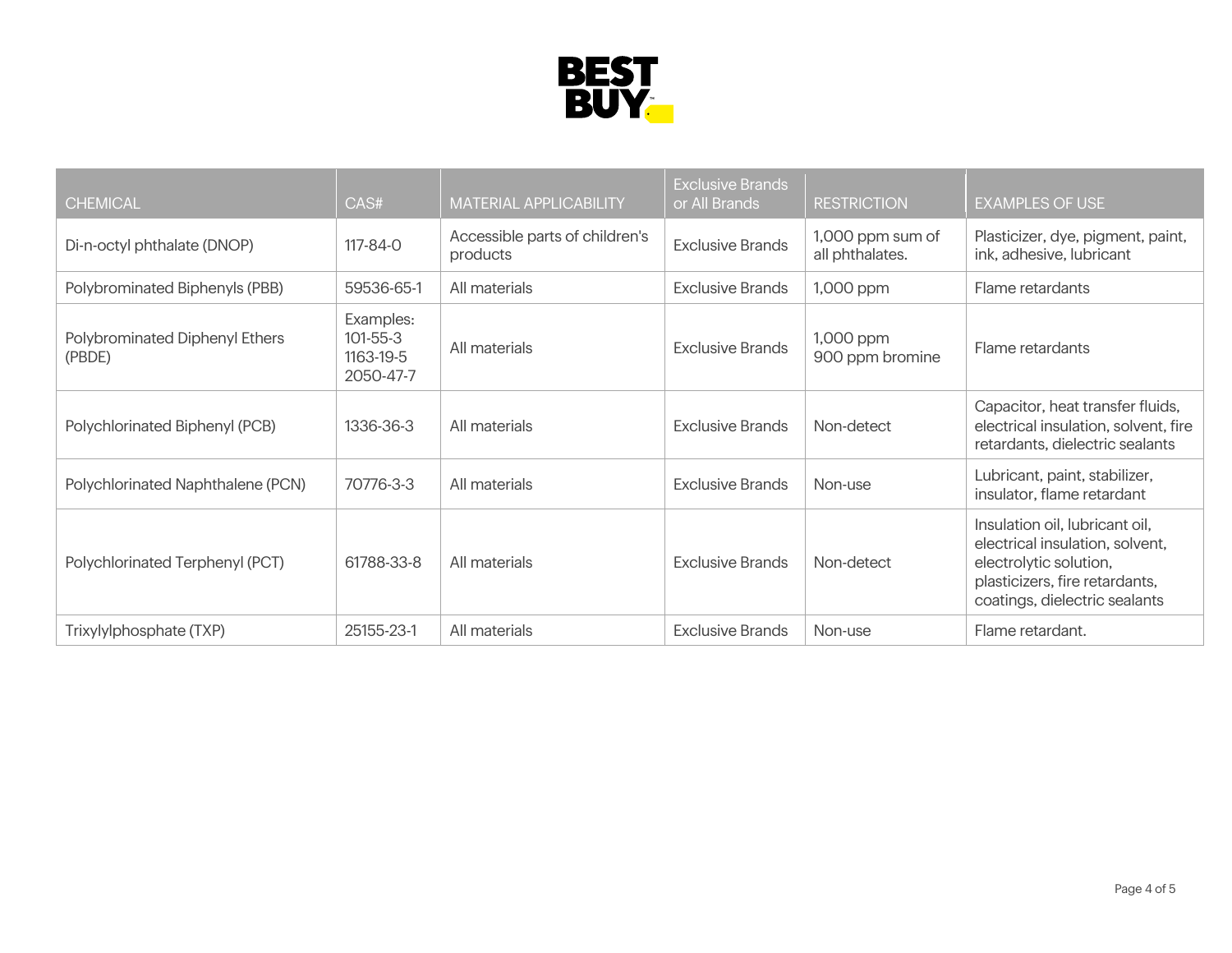| CHEMICAL | CAS# | MATERIAL APPLICABILITY | Exclusive Brands or All Brands | RESTRICTION | EXAMPLES OF USE |
|---|---|---|---|---|---|
| Di-n-octyl phthalate (DNOP) | 117-84-0 | Accessible parts of children's products | Exclusive Brands | 1,000 ppm sum of all phthalates. | Plasticizer, dye, pigment, paint, ink, adhesive, lubricant |
| Polybrominated Biphenyls (PBB) | 59536-65-1 | All materials | Exclusive Brands | 1,000 ppm | Flame retardants |
| Polybrominated Diphenyl Ethers (PBDE) | Examples: 101-55-3 1163-19-5 2050-47-7 | All materials | Exclusive Brands | 1,000 ppm 900 ppm bromine | Flame retardants |
| Polychlorinated Biphenyl (PCB) | 1336-36-3 | All materials | Exclusive Brands | Non-detect | Capacitor, heat transfer fluids, electrical insulation, solvent, fire retardants, dielectric sealants |
| Polychlorinated Naphthalene (PCN) | 70776-3-3 | All materials | Exclusive Brands | Non-use | Lubricant, paint, stabilizer, insulator, flame retardant |
| Polychlorinated Terphenyl (PCT) | 61788-33-8 | All materials | Exclusive Brands | Non-detect | Insulation oil, lubricant oil, electrical insulation, solvent, electrolytic solution, plasticizers, fire retardants, coatings, dielectric sealants |
| Trixylylphosphate (TXP) | 25155-23-1 | All materials | Exclusive Brands | Non-use | Flame retardant. |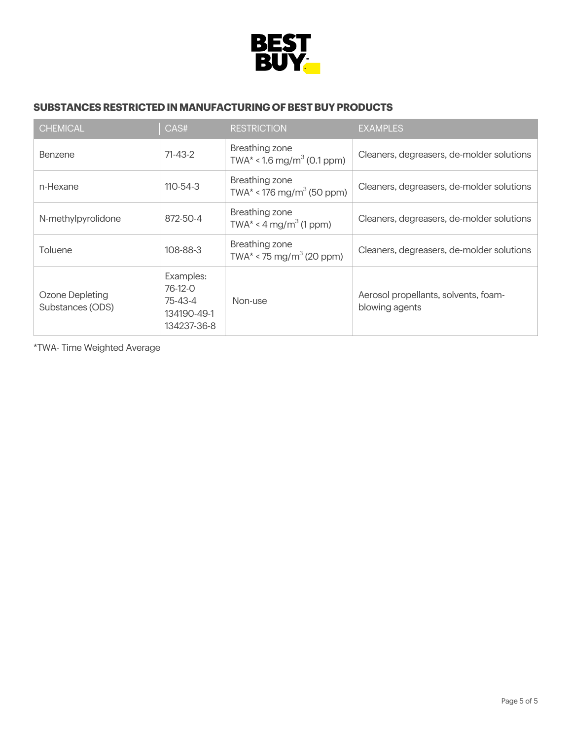## SUBSTANCES RESTRICTED IN MANUFACTURING OF BEST BUY PRODUCTS

| CHEMICAL | CAS# | RESTRICTION | EXAMPLES |
|---|---|---|---|
| Benzene | 71-43-2 | Breathing zone TWA* < 1.6 $mg/m^3$ (0.1 ppm) | Cleaners, degreasers, de-molder solutions |
| n-Hexane | 110-54-3 | Breathing zone TWA* < 176 $mg/m^3$ (50 ppm) | Cleaners, degreasers, de-molder solutions |
| N-methylpyrolidone | 872-50-4 | Breathing zone TWA* < 4 $mg/m^3$ (1 ppm) | Cleaners, degreasers, de-molder solutions |
| Toluene | 108-88-3 | Breathing zone TWA* < 75 $mg/m^3$ (20 ppm) | Cleaners, degreasers, de-molder solutions |
| Ozone Depleting Substances (ODS) | Examples: 76-12-0 75-43-4 134190-49-1 134237-36-8 | Non-use | Aerosol propellants, solvents, foam-blowing agents |

*TWA- Time Weighted Average